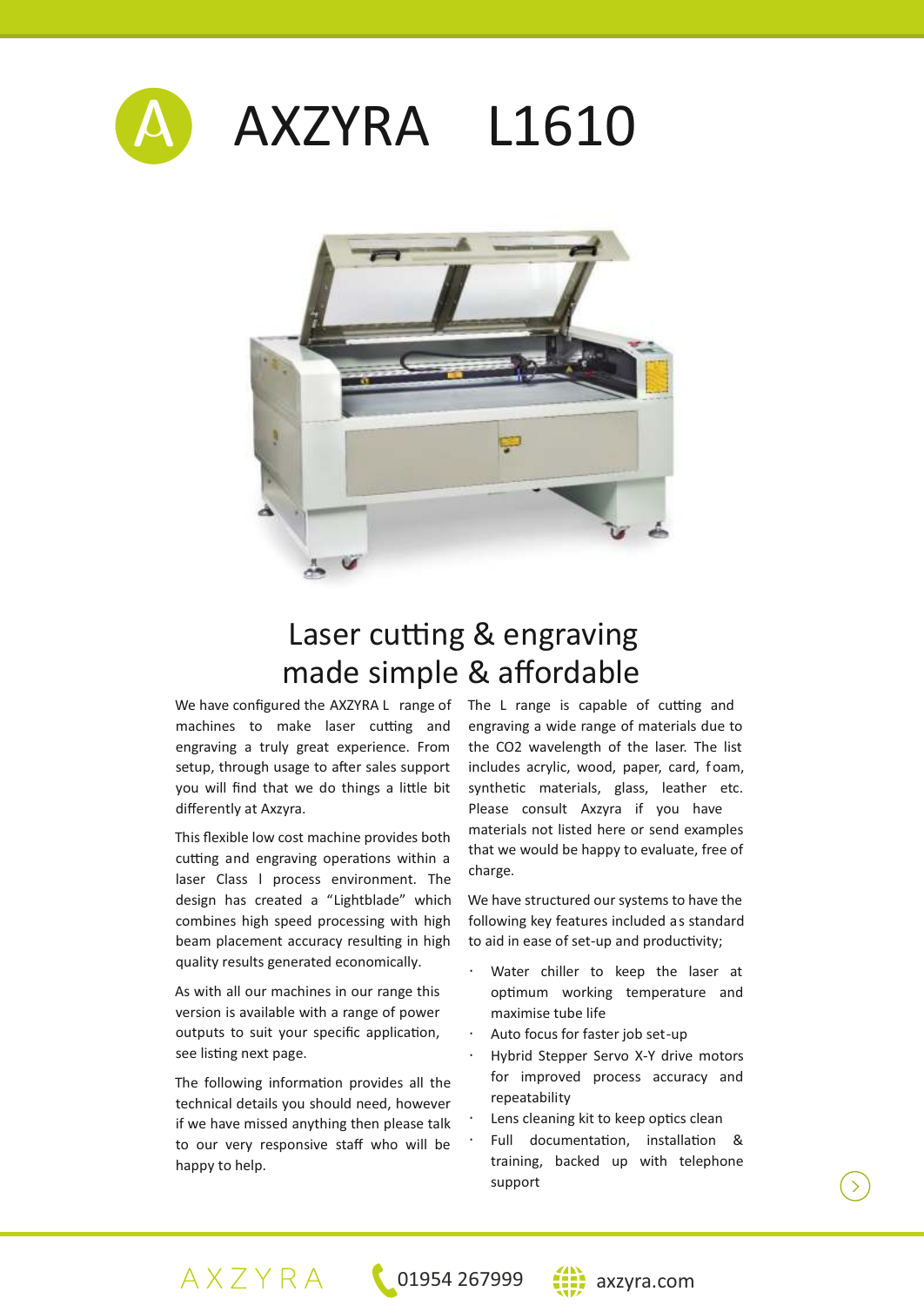# AXZYRA L1610

## Laser cutting & engraving made simple & affordable

We have configured the AXZYRA L range of machines to make laser cutting and engraving a truly great experience. From setup, through usage to after sales support you will find that we do things a little bit differently at Axzyra.

This flexible low cost machine provides both cutting and engraving operations within a laser Class I process environment. The design has created a "Lightblade" which combines high speed processing with high beam placement accuracy resulting in high quality results generated economically.

As with all our machines in our range this version is available with a range of power outputs to suit your specific application, see listing next page.

The following information provides all the technical details you should need, however if we have missed anything then please talk to our very responsive staff who will be happy to help.

The L range is capable of cutting and engraving a wide range of materials due to the $CO_2$ wavelength of the laser. The list includes acrylic, wood, paper, card, foam, synthetic materials, glass, leather etc. Please consult Axzyra if you have materials not listed here or send examples that we would be happy to evaluate, free of charge.

We have structured our systems to have the following key features included as standard to aid in ease of set-up and productivity;

- Water chiller to keep the laser at optimum working temperature and maximise tube life
- Auto focus for faster job set-up
- Hybrid Stepper Servo X-Y drive motors for improved process accuracy and repeatability
- Lens cleaning kit to keep optics clean
- Full documentation, installation & training, backed up with telephone support

AXZYRA 01954 267999 axzyra.com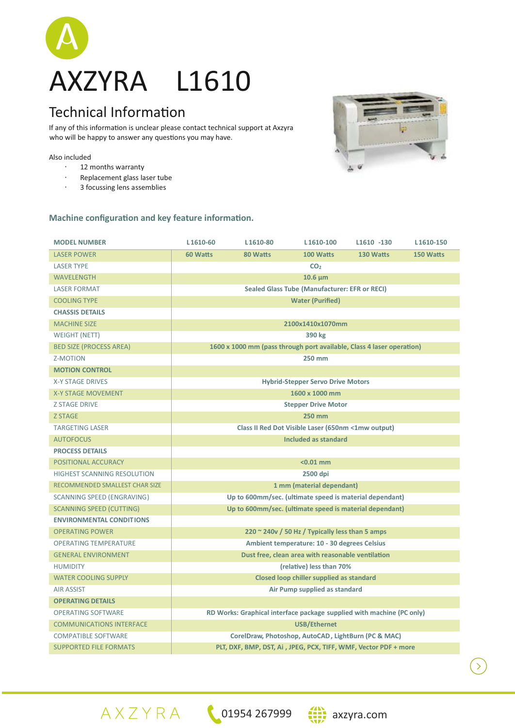# AXZYRA L1610

## Technical Information

If any of this information is unclear please contact technical support at Axzyra who will be happy to answer any questions you may have.

Also included

- 12 months warranty
- Replacement glass laser tube
- 3 focussing lens assemblies

### Machine configuration and key feature information.

| MODEL NUMBER | L1610-60 | L1610-80 | L1610-100 | L1610 -130 | L1610-150 |
|---|---|---|---|---|---|
| LASER POWER | 60 Watts | 80 Watts | 100 Watts | 130 Watts | 150 Watts |
| LASER TYPE | $CO_2$ | | | | |
| WAVELENGTH | 10.6 µm | | | | |
| LASER FORMAT | Sealed Glass Tube (Manufacturer: EFR or RECI) | | | | |
| COOLING TYPE | Water (Purified) | | | | |
| **CHASSIS DETAILS** | | | | | |
| MACHINE SIZE | 2100x1410x1070mm | | | | |
| WEIGHT (NETT) | 390 kg | | | | |
| BED SIZE (PROCESS AREA) | 1600 x 1000 mm (pass through port available, Class 4 laser operation) | | | | |
| Z-MOTION | 250 mm | | | | |
| **MOTION CONTROL** | | | | | |
| X-Y STAGE DRIVES | Hybrid-Stepper Servo Drive Motors | | | | |
| X-Y STAGE MOVEMENT | 1600 x 1000 mm | | | | |
| Z STAGE DRIVE | Stepper Drive Motor | | | | |
| Z STAGE | 250 mm | | | | |
| TARGETING LASER | Class II Red Dot Visible Laser (650nm <1mw output) | | | | |
| AUTOFOCUS | Included as standard | | | | |
| **PROCESS DETAILS** | | | | | |
| POSITIONAL ACCURACY | <0.01 mm | | | | |
| HIGHEST SCANNING RESOLUTION | 2500 dpi | | | | |
| RECOMMENDED SMALLEST CHAR SIZE | 1 mm (material dependant) | | | | |
| SCANNING SPEED (ENGRAVING) | Up to 600mm/sec. (ultimate speed is material dependant) | | | | |
| SCANNING SPEED (CUTTING) | Up to 600mm/sec. (ultimate speed is material dependant) | | | | |
| **ENVIRONMENTAL CONDITIONS** | | | | | |
| OPERATING POWER | 220 ~ 240v / 50 Hz / Typically less than 5 amps | | | | |
| OPERATING TEMPERATURE | Ambient temperature: 10 - 30 degrees Celsius | | | | |
| GENERAL ENVIRONMENT | Dust free, clean area with reasonable ventilation | | | | |
| HUMIDITY | (relative) less than 70% | | | | |
| WATER COOLING SUPPLY | Closed loop chiller supplied as standard | | | | |
| AIR ASSIST | Air Pump supplied as standard | | | | |
| **OPERATING DETAILS** | | | | | |
| OPERATING SOFTWARE | RD Works: Graphical interface package supplied with machine (PC only) | | | | |
| COMMUNICATIONS INTERFACE | USB/Ethernet | | | | |
| COMPATIBLE SOFTWARE | CorelDraw, Photoshop, AutoCAD, LightBurn (PC & MAC) | | | | |
| SUPPORTED FILE FORMATS | PLT, DXF, BMP, DST, Ai , JPEG, PCX, TIFF, WMF, Vector PDF + more | | | | |

AXZYRA 01954 267999 axzyra.com